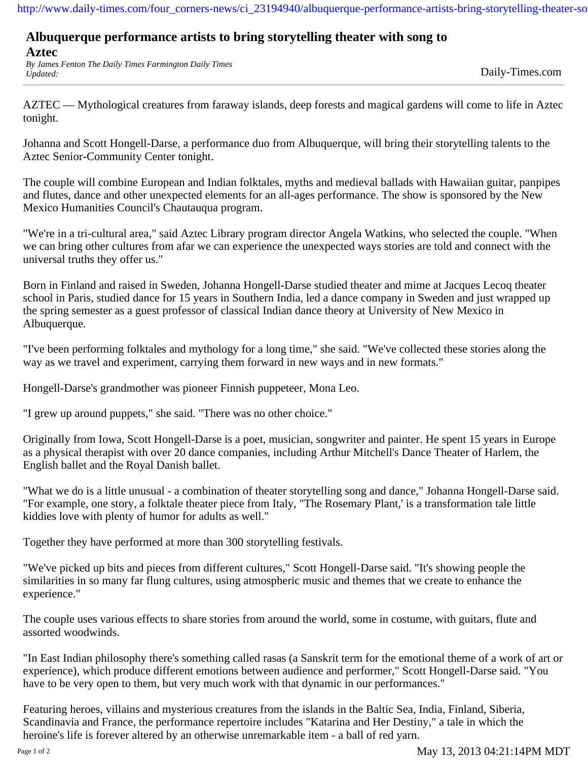# Albuquerque performance artists to bring storytelling theater with song to Aztec

*By James Fenton The Daily Times Farmington Daily Times*
*Updated:*

Daily-Times.com

AZTEC — Mythological creatures from faraway islands, deep forests and magical gardens will come to life in Aztec tonight.

Johanna and Scott Hongell-Darse, a performance duo from Albuquerque, will bring their storytelling talents to the Aztec Senior-Community Center tonight.

The couple will combine European and Indian folktales, myths and medieval ballads with Hawaiian guitar, panpipes and flutes, dance and other unexpected elements for an all-ages performance. The show is sponsored by the New Mexico Humanities Council's Chautauqua program.

"We're in a tri-cultural area," said Aztec Library program director Angela Watkins, who selected the couple. "When we can bring other cultures from afar we can experience the unexpected ways stories are told and connect with the universal truths they offer us."

Born in Finland and raised in Sweden, Johanna Hongell-Darse studied theater and mime at Jacques Lecoq theater school in Paris, studied dance for 15 years in Southern India, led a dance company in Sweden and just wrapped up the spring semester as a guest professor of classical Indian dance theory at University of New Mexico in Albuquerque.

"I've been performing folktales and mythology for a long time," she said. "We've collected these stories along the way as we travel and experiment, carrying them forward in new ways and in new formats."

Hongell-Darse's grandmother was pioneer Finnish puppeteer, Mona Leo.

"I grew up around puppets," she said. "There was no other choice."

Originally from Iowa, Scott Hongell-Darse is a poet, musician, songwriter and painter. He spent 15 years in Europe as a physical therapist with over 20 dance companies, including Arthur Mitchell's Dance Theater of Harlem, the English ballet and the Royal Danish ballet.

"What we do is a little unusual - a combination of theater storytelling song and dance," Johanna Hongell-Darse said. "For example, one story, a folktale theater piece from Italy, "The Rosemary Plant,' is a transformation tale little kiddies love with plenty of humor for adults as well."

Together they have performed at more than 300 storytelling festivals.

"We've picked up bits and pieces from different cultures," Scott Hongell-Darse said. "It's showing people the similarities in so many far flung cultures, using atmospheric music and themes that we create to enhance the experience."

The couple uses various effects to share stories from around the world, some in costume, with guitars, flute and assorted woodwinds.

"In East Indian philosophy there's something called rasas (a Sanskrit term for the emotional theme of a work of art or experience), which produce different emotions between audience and performer," Scott Hongell-Darse said. "You have to be very open to them, but very much work with that dynamic in our performances."

Featuring heroes, villains and mysterious creatures from the islands in the Baltic Sea, India, Finland, Siberia, Scandinavia and France, the performance repertoire includes "Katarina and Her Destiny," a tale in which the heroine's life is forever altered by an otherwise unremarkable item - a ball of red yarn.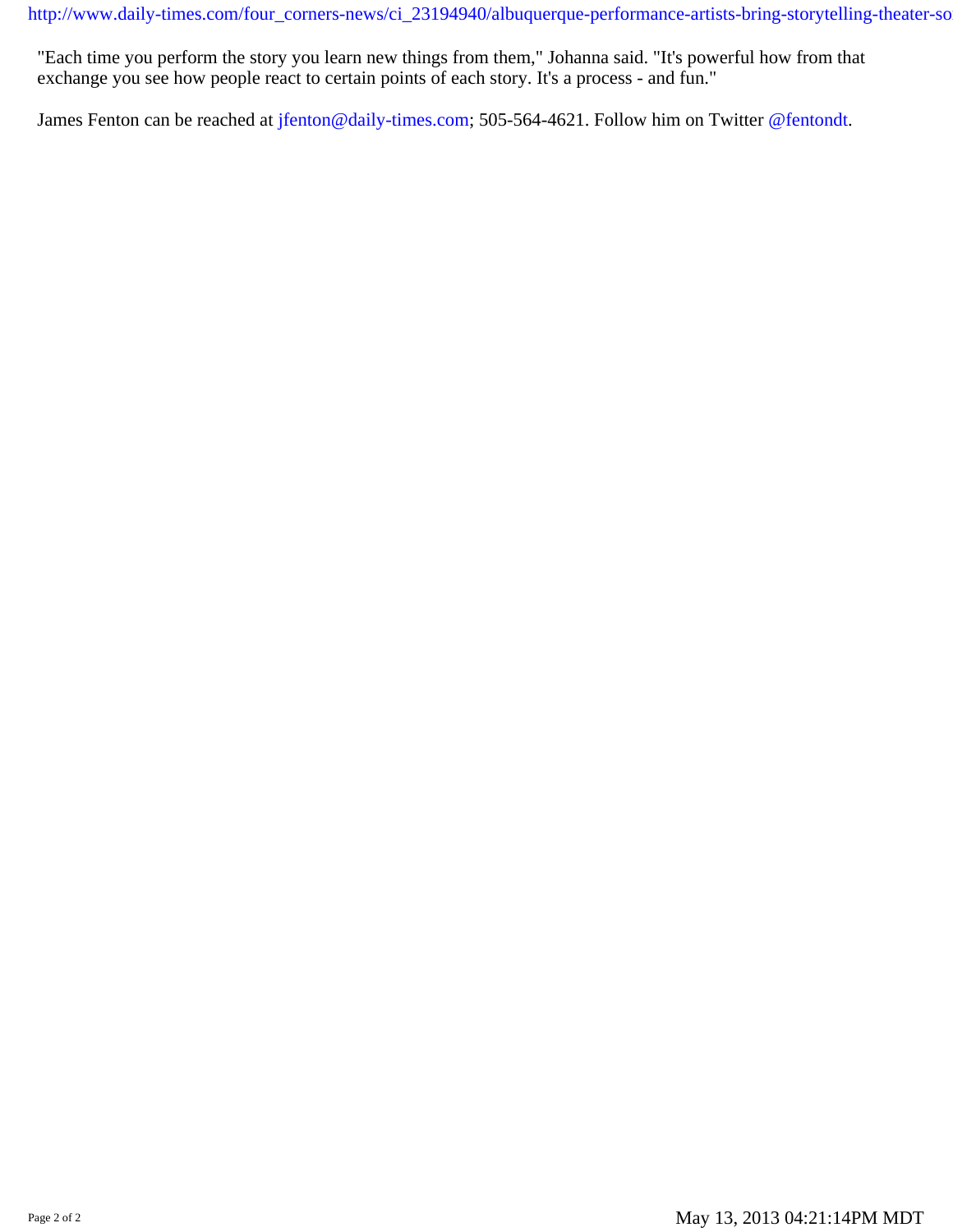"Each time you perform the story you learn new things from them," Johanna said. "It's powerful how from that exchange you see how people react to certain points of each story. It's a process - and fun."

James Fenton can be reached at jfenton@daily-times.com; 505-564-4621. Follow him on Twitter @fentondt.